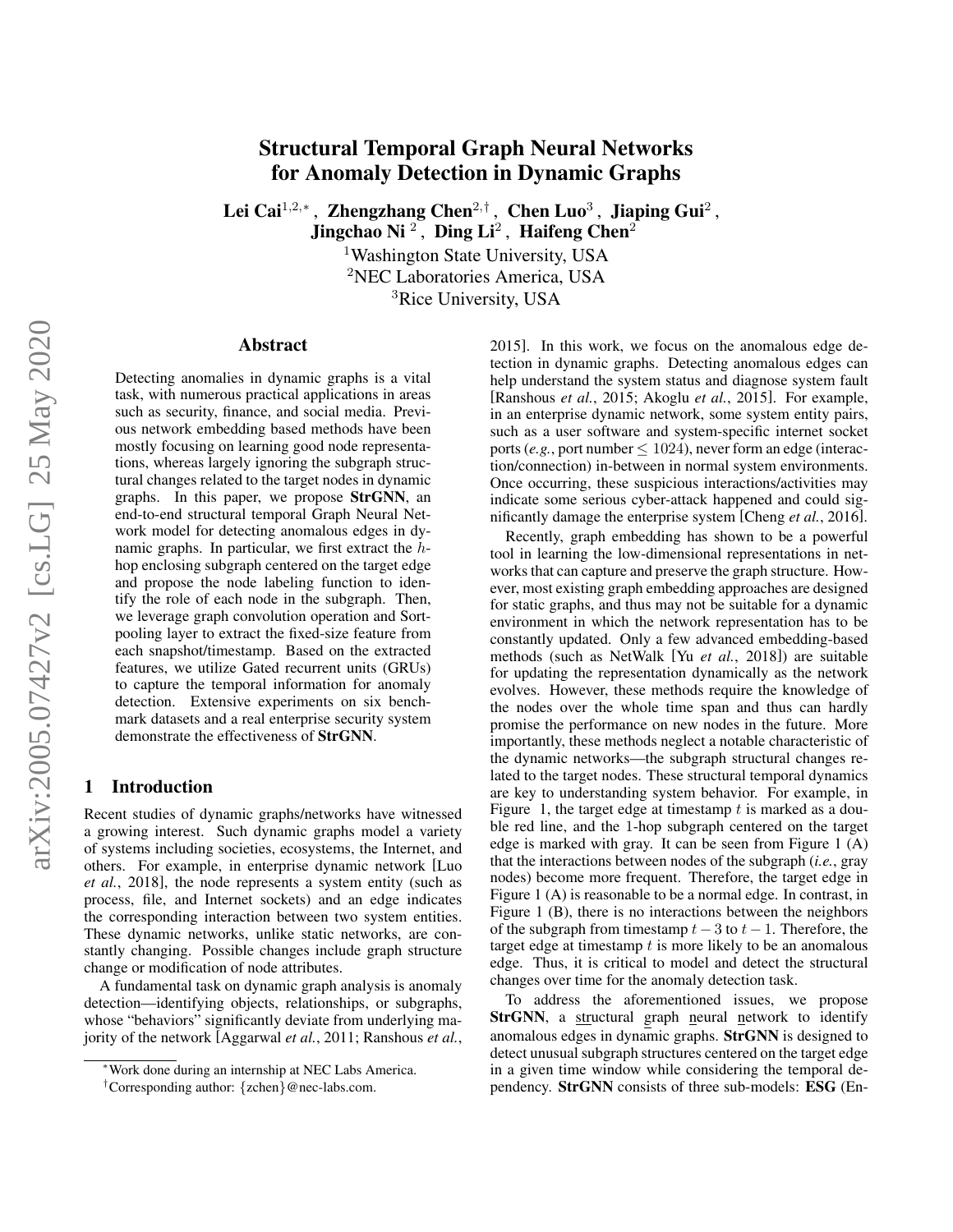# Structural Temporal Graph Neural Networks for Anomaly Detection in Dynamic Graphs

**Lei Cai**[1,2,*], **Zhengzhang Chen**[2,†], **Chen Luo**[3], **Jiaping Gui**[2], **Jingchao Ni**[2], **Ding Li**[2], **Haifeng Chen**[2]

[1]Washington State University, USA
[2]NEC Laboratories America, USA
[3]Rice University, USA

## Abstract

Detecting anomalies in dynamic graphs is a vital task, with numerous practical applications in areas such as security, finance, and social media. Previous network embedding based methods have been mostly focusing on learning good node representations, whereas largely ignoring the subgraph structural changes related to the target nodes in dynamic graphs. In this paper, we propose **StrGNN**, an end-to-end structural temporal Graph Neural Network model for detecting anomalous edges in dynamic graphs. In particular, we first extract the $h$-hop enclosing subgraph centered on the target edge and propose the node labeling function to identify the role of each node in the subgraph. Then, we leverage graph convolution operation and Sortpooling layer to extract the fixed-size feature from each snapshot/timestamp. Based on the extracted features, we utilize Gated recurrent units (GRUs) to capture the temporal information for anomaly detection. Extensive experiments on six benchmark datasets and a real enterprise security system demonstrate the effectiveness of **StrGNN**.

## 1 Introduction

Recent studies of dynamic graphs/networks have witnessed a growing interest. Such dynamic graphs model a variety of systems including societies, ecosystems, the Internet, and others. For example, in enterprise dynamic network [Luo *et al.*, 2018], the node represents a system entity (such as process, file, and Internet sockets) and an edge indicates the corresponding interaction between two system entities. These dynamic networks, unlike static networks, are constantly changing. Possible changes include graph structure change or modification of node attributes.

A fundamental task on dynamic graph analysis is anomaly detection—identifying objects, relationships, or subgraphs, whose "behaviors" significantly deviate from underlying majority of the network [Aggarwal *et al.*, 2011; Ranshous *et al.*, 2015]. In this work, we focus on the anomalous edge detection in dynamic graphs. Detecting anomalous edges can help understand the system status and diagnose system fault [Ranshous *et al.*, 2015; Akoglu *et al.*, 2015]. For example, in an enterprise dynamic network, some system entity pairs, such as a user software and system-specific internet socket ports (*e.g.*, port number $\leq 1024$), never form an edge (interaction/connection) in-between in normal system environments. Once occurring, these suspicious interactions/activities may indicate some serious cyber-attack happened and could significantly damage the enterprise system [Cheng *et al.*, 2016].

Recently, graph embedding has shown to be a powerful tool in learning the low-dimensional representations in networks that can capture and preserve the graph structure. However, most existing graph embedding approaches are designed for static graphs, and thus may not be suitable for a dynamic environment in which the network representation has to be constantly updated. Only a few advanced embedding-based methods (such as NetWalk [Yu *et al.*, 2018]) are suitable for updating the representation dynamically as the network evolves. However, these methods require the knowledge of the nodes over the whole time span and thus can hardly promise the performance on new nodes in the future. More importantly, these methods neglect a notable characteristic of the dynamic networks—the subgraph structural changes related to the target nodes. These structural temporal dynamics are key to understanding system behavior. For example, in Figure 1, the target edge at timestamp $t$ is marked as a double red line, and the 1-hop subgraph centered on the target edge is marked with gray. It can be seen from Figure 1 (A) that the interactions between nodes of the subgraph (*i.e.*, gray nodes) become more frequent. Therefore, the target edge in Figure 1 (A) is reasonable to be a normal edge. In contrast, in Figure 1 (B), there is no interactions between the neighbors of the subgraph from timestamp $t-3$ to $t-1$. Therefore, the target edge at timestamp $t$ is more likely to be an anomalous edge. Thus, it is critical to model and detect the structural changes over time for the anomaly detection task.

To address the aforementioned issues, we propose **StrGNN**, a structural graph neural network to identify anomalous edges in dynamic graphs. **StrGNN** is designed to detect unusual subgraph structures centered on the target edge in a given time window while considering the temporal dependency. **StrGNN** consists of three sub-models: **ESG** (En-

---

[*]Work done during an internship at NEC Labs America.

[†]Corresponding author: {zchen}@nec-labs.com.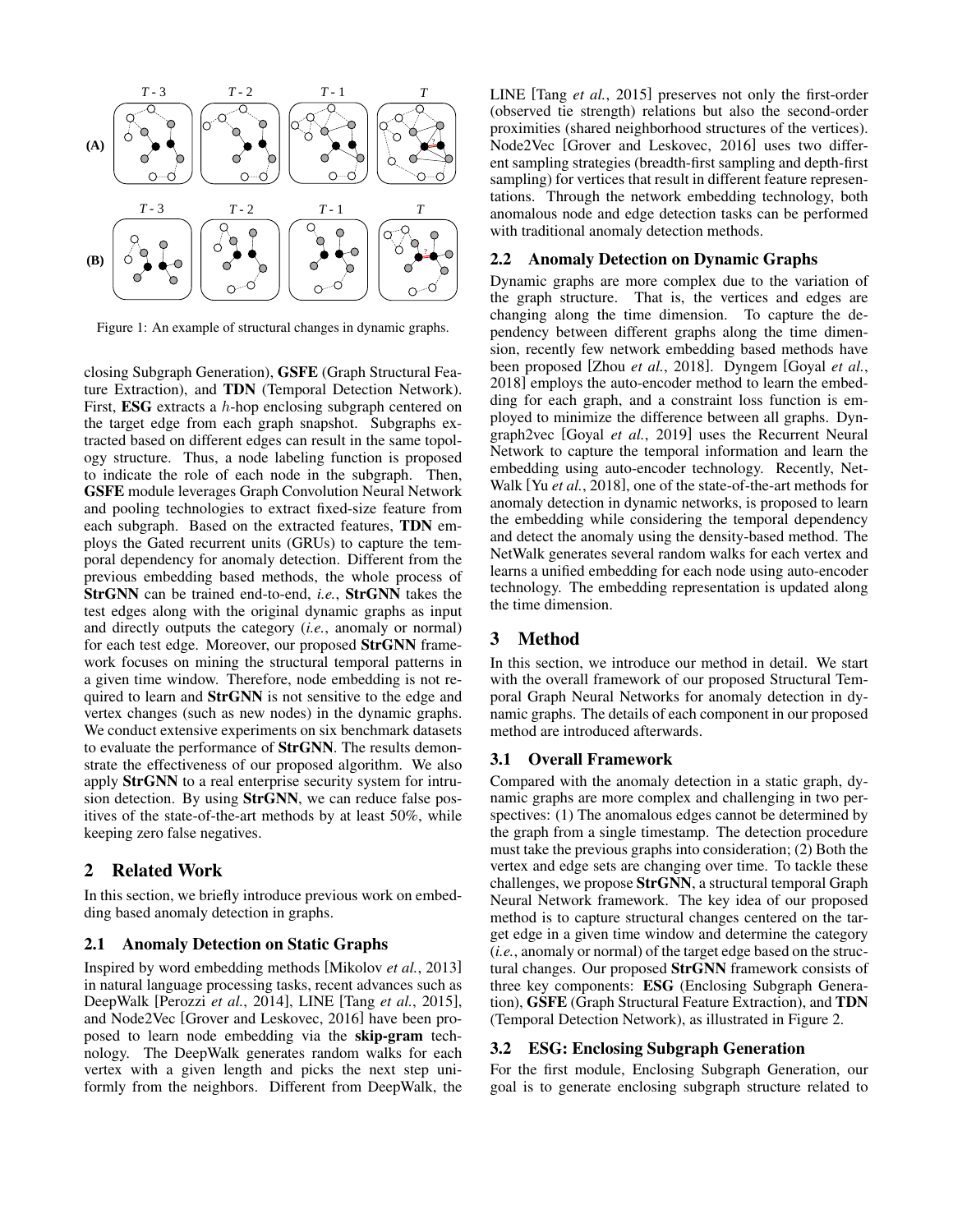Figure 1: An example of structural changes in dynamic graphs.

closing Subgraph Generation), **GSFE** (Graph Structural Feature Extraction), and **TDN** (Temporal Detection Network). First, **ESG** extracts a $h$-hop enclosing subgraph centered on the target edge from each graph snapshot. Subgraphs extracted based on different edges can result in the same topology structure. Thus, a node labeling function is proposed to indicate the role of each node in the subgraph. Then, **GSFE** module leverages Graph Convolution Neural Network and pooling technologies to extract fixed-size feature from each subgraph. Based on the extracted features, **TDN** employs the Gated recurrent units (GRUs) to capture the temporal dependency for anomaly detection. Different from the previous embedding based methods, the whole process of **StrGNN** can be trained end-to-end, *i.e.*, **StrGNN** takes the test edges along with the original dynamic graphs as input and directly outputs the category (*i.e.*, anomaly or normal) for each test edge. Moreover, our proposed **StrGNN** framework focuses on mining the structural temporal patterns in a given time window. Therefore, node embedding is not required to learn and **StrGNN** is not sensitive to the edge and vertex changes (such as new nodes) in the dynamic graphs. We conduct extensive experiments on six benchmark datasets to evaluate the performance of **StrGNN**. The results demonstrate the effectiveness of our proposed algorithm. We also apply **StrGNN** to a real enterprise security system for intrusion detection. By using **StrGNN**, we can reduce false positives of the state-of-the-art methods by at least 50%, while keeping zero false negatives.

## 2 Related Work

In this section, we briefly introduce previous work on embedding based anomaly detection in graphs.

### 2.1 Anomaly Detection on Static Graphs

Inspired by word embedding methods [Mikolov *et al.*, 2013] in natural language processing tasks, recent advances such as DeepWalk [Perozzi *et al.*, 2014], LINE [Tang *et al.*, 2015], and Node2Vec [Grover and Leskovec, 2016] have been proposed to learn node embedding via the **skip-gram** technology. The DeepWalk generates random walks for each vertex with a given length and picks the next step uniformly from the neighbors. Different from DeepWalk, the LINE [Tang *et al.*, 2015] preserves not only the first-order (observed tie strength) relations but also the second-order proximities (shared neighborhood structures of the vertices). Node2Vec [Grover and Leskovec, 2016] uses two different sampling strategies (breadth-first sampling and depth-first sampling) for vertices that result in different feature representations. Through the network embedding technology, both anomalous node and edge detection tasks can be performed with traditional anomaly detection methods.

### 2.2 Anomaly Detection on Dynamic Graphs

Dynamic graphs are more complex due to the variation of the graph structure. That is, the vertices and edges are changing along the time dimension. To capture the dependency between different graphs along the time dimension, recently few network embedding based methods have been proposed [Zhou *et al.*, 2018]. Dyngem [Goyal *et al.*, 2018] employs the auto-encoder method to learn the embedding for each graph, and a constraint loss function is employed to minimize the difference between all graphs. Dyngraph2vec [Goyal *et al.*, 2019] uses the Recurrent Neural Network to capture the temporal information and learn the embedding using auto-encoder technology. Recently, NetWalk [Yu *et al.*, 2018], one of the state-of-the-art methods for anomaly detection in dynamic networks, is proposed to learn the embedding while considering the temporal dependency and detect the anomaly using the density-based method. The NetWalk generates several random walks for each vertex and learns a unified embedding for each node using auto-encoder technology. The embedding representation is updated along the time dimension.

## 3 Method

In this section, we introduce our method in detail. We start with the overall framework of our proposed Structural Temporal Graph Neural Networks for anomaly detection in dynamic graphs. The details of each component in our proposed method are introduced afterwards.

### 3.1 Overall Framework

Compared with the anomaly detection in a static graph, dynamic graphs are more complex and challenging in two perspectives: (1) The anomalous edges cannot be determined by the graph from a single timestamp. The detection procedure must take the previous graphs into consideration; (2) Both the vertex and edge sets are changing over time. To tackle these challenges, we propose **StrGNN**, a structural temporal Graph Neural Network framework. The key idea of our proposed method is to capture structural changes centered on the target edge in a given time window and determine the category (*i.e.*, anomaly or normal) of the target edge based on the structural changes. Our proposed **StrGNN** framework consists of three key components: **ESG** (Enclosing Subgraph Generation), **GSFE** (Graph Structural Feature Extraction), and **TDN** (Temporal Detection Network), as illustrated in Figure 2.

### 3.2 ESG: Enclosing Subgraph Generation

For the first module, Enclosing Subgraph Generation, our goal is to generate enclosing subgraph structure related to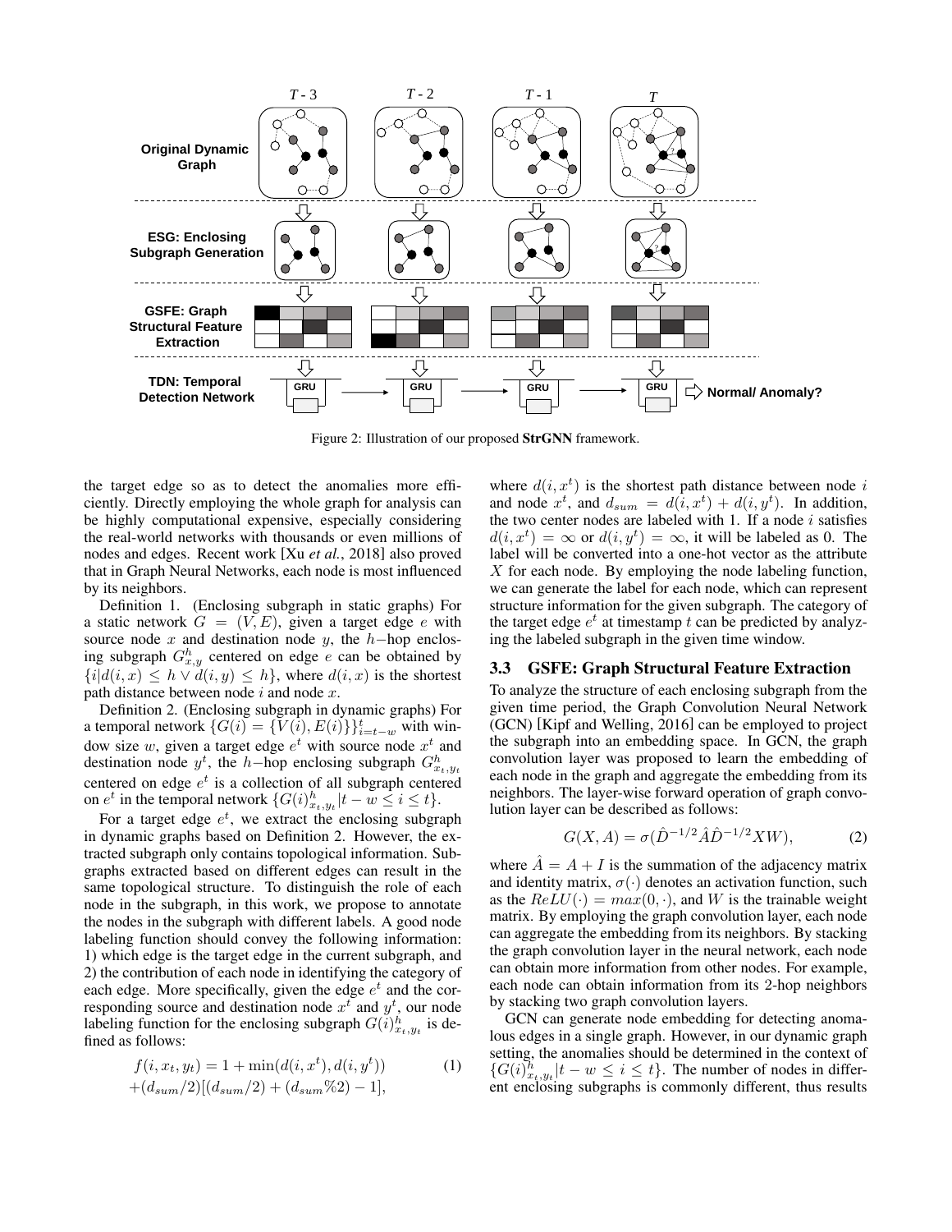Figure 2: Illustration of our proposed **StrGNN** framework.

the target edge so as to detect the anomalies more efficiently. Directly employing the whole graph for analysis can be highly computational expensive, especially considering the real-world networks with thousands or even millions of nodes and edges. Recent work [Xu *et al.*, 2018] also proved that in Graph Neural Networks, each node is most influenced by its neighbors.

Definition 1. (Enclosing subgraph in static graphs) For a static network $G = (V, E)$, given a target edge $e$ with source node $x$ and destination node $y$, the $h$−hop enclosing subgraph $G^h_{x,y}$ centered on edge $e$ can be obtained by $\{i|d(i,x) \leq h \vee d(i,y) \leq h\}$, where $d(i,x)$ is the shortest path distance between node $i$ and node $x$.

Definition 2. (Enclosing subgraph in dynamic graphs) For a temporal network $\{G(i) = \{V(i), E(i)\}\}^t_{i=t-w}$ with window size $w$, given a target edge $e^t$ with source node $x^t$ and destination node $y^t$, the $h$−hop enclosing subgraph $G^h_{x_t,y_t}$ centered on edge $e^t$ is a collection of all subgraph centered on $e^t$ in the temporal network $\{G(i)^h_{x_t,y_t}|t-w \leq i \leq t\}$.

For a target edge $e^t$, we extract the enclosing subgraph in dynamic graphs based on Definition 2. However, the extracted subgraph only contains topological information. Subgraphs extracted based on different edges can result in the same topological structure. To distinguish the role of each node in the subgraph, in this work, we propose to annotate the nodes in the subgraph with different labels. A good node labeling function should convey the following information: 1) which edge is the target edge in the current subgraph, and 2) the contribution of each node in identifying the category of each edge. More specifically, given the edge $e^t$ and the corresponding source and destination node $x^t$ and $y^t$, our node labeling function for the enclosing subgraph $G(i)^h_{x_t,y_t}$ is defined as follows:

$$f(i, x_t, y_t) = 1 + \min(d(i, x^t), d(i, y^t)) \\ +(d_{sum}/2)[(d_{sum}/2) + (d_{sum}\%2) - 1], \tag{1}$$

where $d(i, x^t)$ is the shortest path distance between node $i$ and node $x^t$, and $d_{sum} = d(i, x^t) + d(i, y^t)$. In addition, the two center nodes are labeled with 1. If a node $i$ satisfies $d(i, x^t) = \infty$ or $d(i, y^t) = \infty$, it will be labeled as 0. The label will be converted into a one-hot vector as the attribute $X$ for each node. By employing the node labeling function, we can generate the label for each node, which can represent structure information for the given subgraph. The category of the target edge $e^t$ at timestamp $t$ can be predicted by analyzing the labeled subgraph in the given time window.

### 3.3 GSFE: Graph Structural Feature Extraction

To analyze the structure of each enclosing subgraph from the given time period, the Graph Convolution Neural Network (GCN) [Kipf and Welling, 2016] can be employed to project the subgraph into an embedding space. In GCN, the graph convolution layer was proposed to learn the embedding of each node in the graph and aggregate the embedding from its neighbors. The layer-wise forward operation of graph convolution layer can be described as follows:

$$G(X, A) = \sigma(\hat{D}^{-1/2}\hat{A}\hat{D}^{-1/2}XW), \tag{2}$$

where $\hat{A} = A + I$ is the summation of the adjacency matrix and identity matrix, $\sigma(\cdot)$ denotes an activation function, such as the $ReLU(\cdot) = max(0, \cdot)$, and $W$ is the trainable weight matrix. By employing the graph convolution layer, each node can aggregate the embedding from its neighbors. By stacking the graph convolution layer in the neural network, each node can obtain more information from other nodes. For example, each node can obtain information from its 2-hop neighbors by stacking two graph convolution layers.

GCN can generate node embedding for detecting anomalous edges in a single graph. However, in our dynamic graph setting, the anomalies should be determined in the context of $\{G(i)^h_{x_t,y_t}|t-w \leq i \leq t\}$. The number of nodes in different enclosing subgraphs is commonly different, thus results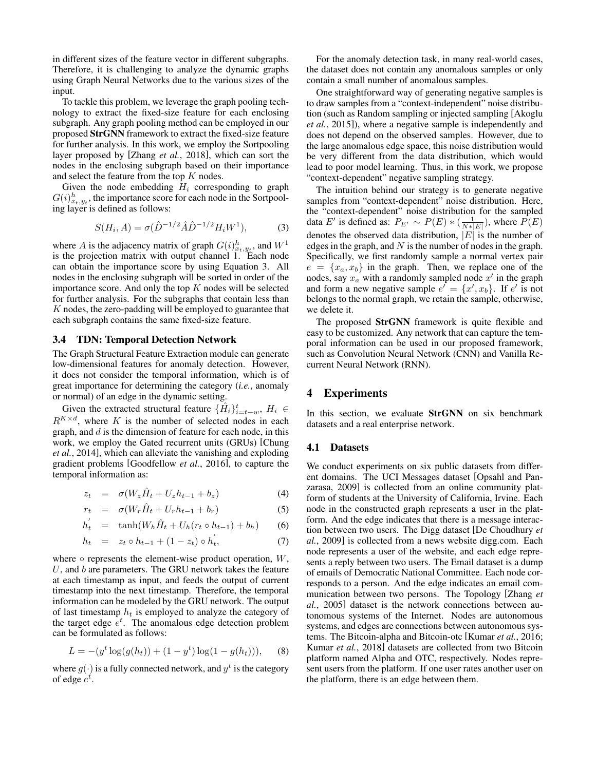in different sizes of the feature vector in different subgraphs. Therefore, it is challenging to analyze the dynamic graphs using Graph Neural Networks due to the various sizes of the input.

To tackle this problem, we leverage the graph pooling technology to extract the fixed-size feature for each enclosing subgraph. Any graph pooling method can be employed in our proposed **StrGNN** framework to extract the fixed-size feature for further analysis. In this work, we employ the Sortpooling layer proposed by [Zhang *et al.*, 2018], which can sort the nodes in the enclosing subgraph based on their importance and select the feature from the top $K$ nodes.

Given the node embedding $H_i$ corresponding to graph $G(i)^h_{x_t,y_t}$, the importance score for each node in the Sortpooling layer is defined as follows:

$$S(H_i, A) = \sigma(\hat{D}^{-1/2}\hat{A}\hat{D}^{-1/2}H_iW^1), \tag{3}$$

where $A$ is the adjacency matrix of graph $G(i)^h_{x_t,y_t}$, and $W^1$ is the projection matrix with output channel 1. Each node can obtain the importance score by using Equation 3. All nodes in the enclosing subgraph will be sorted in order of the importance score. And only the top $K$ nodes will be selected for further analysis. For the subgraphs that contain less than $K$ nodes, the zero-padding will be employed to guarantee that each subgraph contains the same fixed-size feature.

### 3.4 TDN: Temporal Detection Network

The Graph Structural Feature Extraction module can generate low-dimensional features for anomaly detection. However, it does not consider the temporal information, which is of great importance for determining the category (*i.e.*, anomaly or normal) of an edge in the dynamic setting.

Given the extracted structural feature $\{\hat{H}_i\}_{i=t-w}^{t}$, $H_i \in R^{K\times d}$, where $K$ is the number of selected nodes in each graph, and $d$ is the dimension of feature for each node, in this work, we employ the Gated recurrent units (GRUs) [Chung *et al.*, 2014], which can alleviate the vanishing and exploding gradient problems [Goodfellow *et al.*, 2016], to capture the temporal information as:

$$z_t = \sigma(W_z\hat{H}_t + U_zh_{t-1} + b_z) \tag{4}$$

$$r_t = \sigma(W_r\hat{H}_t + U_rh_{t-1} + b_r) \tag{5}$$

$$h_t^{'} = \tanh(W_h\hat{H}_t + U_h(r_t \circ h_{t-1}) + b_h) \tag{6}$$

$$h_t = z_t \circ h_{t-1} + (1 - z_t) \circ h_t^{'}, \tag{7}$$

where $\circ$ represents the element-wise product operation, $W$, $U$, and $b$ are parameters. The GRU network takes the feature at each timestamp as input, and feeds the output of current timestamp into the next timestamp. Therefore, the temporal information can be modeled by the GRU network. The output of last timestamp $h_t$ is employed to analyze the category of the target edge $e^t$. The anomalous edge detection problem can be formulated as follows:

$$L = -(y^t \log(g(h_t)) + (1 - y^t)\log(1 - g(h_t))), \tag{8}$$

where $g(\cdot)$ is a fully connected network, and $y^t$ is the category of edge $e^t$.

For the anomaly detection task, in many real-world cases, the dataset does not contain any anomalous samples or only contain a small number of anomalous samples.

One straightforward way of generating negative samples is to draw samples from a "context-independent" noise distribution (such as Random sampling or injected sampling [Akoglu *et al.*, 2015]), where a negative sample is independently and does not depend on the observed samples. However, due to the large anomalous edge space, this noise distribution would be very different from the data distribution, which would lead to poor model learning. Thus, in this work, we propose "context-dependent" negative sampling strategy.

The intuition behind our strategy is to generate negative samples from "context-dependent" noise distribution. Here, the "context-dependent" noise distribution for the sampled data $E'$ is defined as: $P_{E'} \sim P(E) * (\frac{1}{N*|E|})$, where $P(E)$ denotes the observed data distribution, $|E|$ is the number of edges in the graph, and $N$ is the number of nodes in the graph. Specifically, we first randomly sample a normal vertex pair $e = \{x_a, x_b\}$ in the graph. Then, we replace one of the nodes, say $x_a$ with a randomly sampled node $x'$ in the graph and form a new negative sample $e' = \{x', x_b\}$. If $e'$ is not belongs to the normal graph, we retain the sample, otherwise, we delete it.

The proposed **StrGNN** framework is quite flexible and easy to be customized. Any network that can capture the temporal information can be used in our proposed framework, such as Convolution Neural Network (CNN) and Vanilla Recurrent Neural Network (RNN).

## 4 Experiments

In this section, we evaluate **StrGNN** on six benchmark datasets and a real enterprise network.

### 4.1 Datasets

We conduct experiments on six public datasets from different domains. The UCI Messages dataset [Opsahl and Panzarasa, 2009] is collected from an online community platform of students at the University of California, Irvine. Each node in the constructed graph represents a user in the platform. And the edge indicates that there is a message interaction between two users. The Digg dataset [De Choudhury *et al.*, 2009] is collected from a news website digg.com. Each node represents a user of the website, and each edge represents a reply between two users. The Email dataset is a dump of emails of Democratic National Committee. Each node corresponds to a person. And the edge indicates an email communication between two persons. The Topology [Zhang *et al.*, 2005] dataset is the network connections between autonomous systems of the Internet. Nodes are autonomous systems, and edges are connections between autonomous systems. The Bitcoin-alpha and Bitcoin-otc [Kumar *et al.*, 2016; Kumar *et al.*, 2018] datasets are collected from two Bitcoin platform named Alpha and OTC, respectively. Nodes represent users from the platform. If one user rates another user on the platform, there is an edge between them.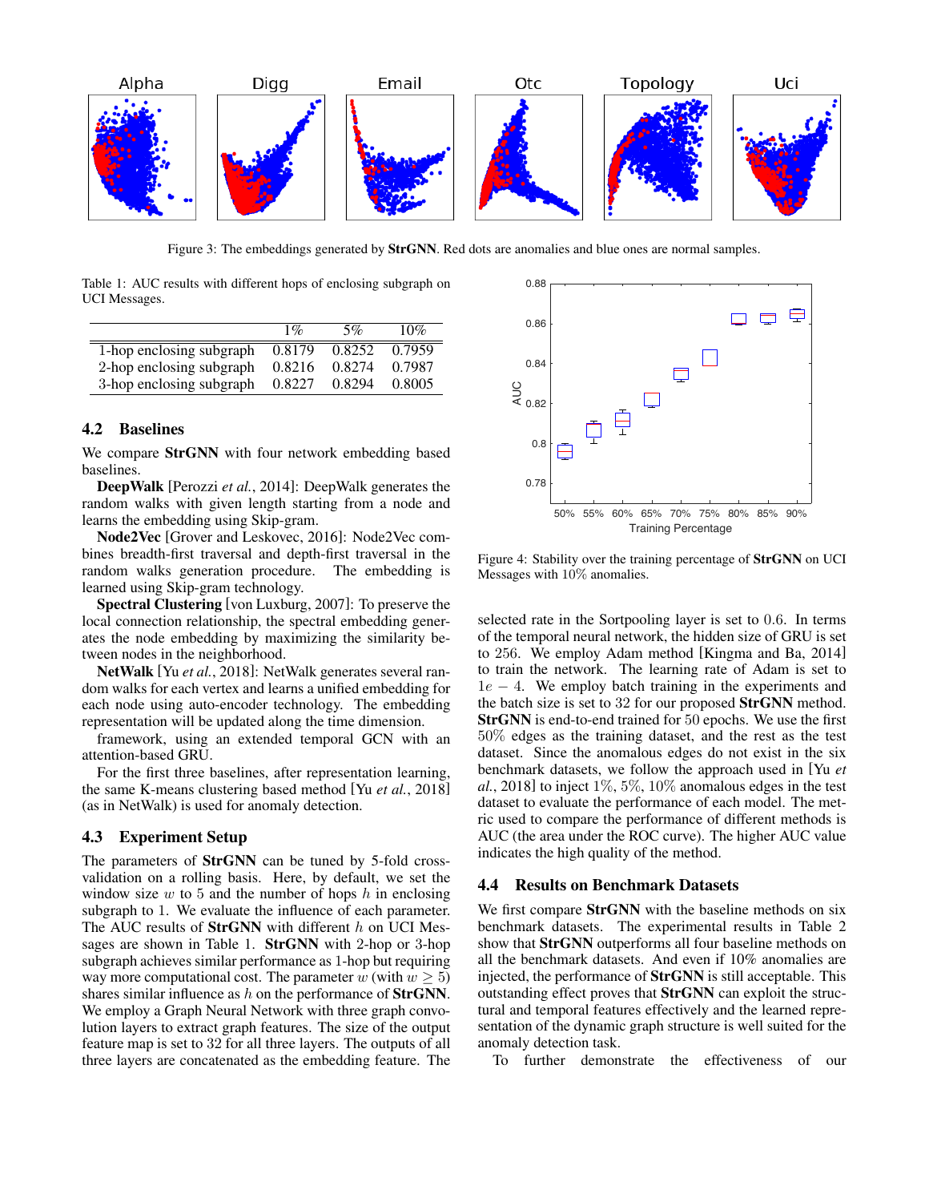Figure 3: The embeddings generated by **StrGNN**. Red dots are anomalies and blue ones are normal samples.

Table 1: AUC results with different hops of enclosing subgraph on UCI Messages.

| | 1% | 5% | 10% |
|---|---|---|---|
| 1-hop enclosing subgraph | 0.8179 | 0.8252 | 0.7959 |
| 2-hop enclosing subgraph | 0.8216 | 0.8274 | 0.7987 |
| 3-hop enclosing subgraph | 0.8227 | 0.8294 | 0.8005 |

### 4.2 Baselines

We compare **StrGNN** with four network embedding based baselines.

**DeepWalk** [Perozzi *et al.*, 2014]: DeepWalk generates the random walks with given length starting from a node and learns the embedding using Skip-gram.

**Node2Vec** [Grover and Leskovec, 2016]: Node2Vec combines breadth-first traversal and depth-first traversal in the random walks generation procedure. The embedding is learned using Skip-gram technology.

**Spectral Clustering** [von Luxburg, 2007]: To preserve the local connection relationship, the spectral embedding generates the node embedding by maximizing the similarity between nodes in the neighborhood.

**NetWalk** [Yu *et al.*, 2018]: NetWalk generates several random walks for each vertex and learns a unified embedding for each node using auto-encoder technology. The embedding representation will be updated along the time dimension.

framework, using an extended temporal GCN with an attention-based GRU.

For the first three baselines, after representation learning, the same K-means clustering based method [Yu *et al.*, 2018] (as in NetWalk) is used for anomaly detection.

### 4.3 Experiment Setup

The parameters of **StrGNN** can be tuned by 5-fold cross-validation on a rolling basis. Here, by default, we set the window size $w$ to 5 and the number of hops $h$ in enclosing subgraph to 1. We evaluate the influence of each parameter. The AUC results of **StrGNN** with different $h$ on UCI Messages are shown in Table 1. **StrGNN** with 2-hop or 3-hop subgraph achieves similar performance as 1-hop but requiring way more computational cost. The parameter $w$ (with $w \geq 5$) shares similar influence as $h$ on the performance of **StrGNN**. We employ a Graph Neural Network with three graph convolution layers to extract graph features. The size of the output feature map is set to 32 for all three layers. The outputs of all three layers are concatenated as the embedding feature. The selected rate in the Sortpooling layer is set to $0.6$. In terms of the temporal neural network, the hidden size of GRU is set to $256$. We employ Adam method [Kingma and Ba, 2014] to train the network. The learning rate of Adam is set to $1e-4$. We employ batch training in the experiments and the batch size is set to 32 for our proposed **StrGNN** method. **StrGNN** is end-to-end trained for $50$ epochs. We use the first $50\%$ edges as the training dataset, and the rest as the test dataset. Since the anomalous edges do not exist in the six benchmark datasets, we follow the approach used in [Yu *et al.*, 2018] to inject $1\%$, $5\%$, $10\%$ anomalous edges in the test dataset to evaluate the performance of each model. The metric used to compare the performance of different methods is AUC (the area under the ROC curve). The higher AUC value indicates the high quality of the method.

Figure 4: Stability over the training percentage of **StrGNN** on UCI Messages with $10\%$ anomalies.

### 4.4 Results on Benchmark Datasets

We first compare **StrGNN** with the baseline methods on six benchmark datasets. The experimental results in Table 2 show that **StrGNN** outperforms all four baseline methods on all the benchmark datasets. And even if $10\%$ anomalies are injected, the performance of **StrGNN** is still acceptable. This outstanding effect proves that **StrGNN** can exploit the structural and temporal features effectively and the learned representation of the dynamic graph structure is well suited for the anomaly detection task.

To further demonstrate the effectiveness of our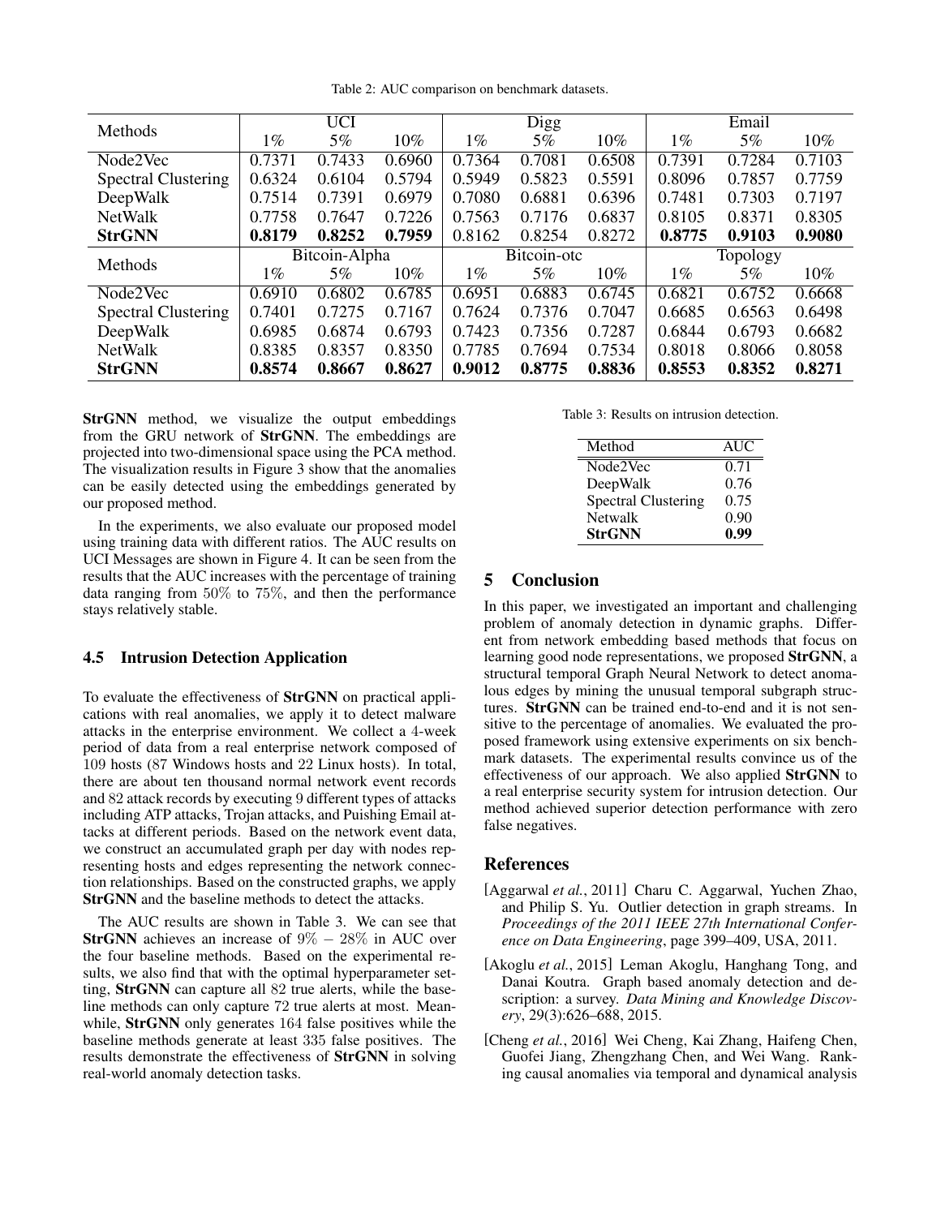Table 2: AUC comparison on benchmark datasets.

| Methods | UCI | | | Digg | | | Email | | |
|---|---|---|---|---|---|---|---|---|---|
| | 1% | 5% | 10% | 1% | 5% | 10% | 1% | 5% | 10% |
| Node2Vec | 0.7371 | 0.7433 | 0.6960 | 0.7364 | 0.7081 | 0.6508 | 0.7391 | 0.7284 | 0.7103 |
| Spectral Clustering | 0.6324 | 0.6104 | 0.5794 | 0.5949 | 0.5823 | 0.5591 | 0.8096 | 0.7857 | 0.7759 |
| DeepWalk | 0.7514 | 0.7391 | 0.6979 | 0.7080 | 0.6881 | 0.6396 | 0.7481 | 0.7303 | 0.7197 |
| NetWalk | 0.7758 | 0.7647 | 0.7226 | 0.7563 | 0.7176 | 0.6837 | 0.8105 | 0.8371 | 0.8305 |
| **StrGNN** | **0.8179** | **0.8252** | **0.7959** | 0.8162 | 0.8254 | 0.8272 | **0.8775** | **0.9103** | **0.9080** |
| Methods | Bitcoin-Alpha | | | Bitcoin-otc | | | Topology | | |
| | 1% | 5% | 10% | 1% | 5% | 10% | 1% | 5% | 10% |
| Node2Vec | 0.6910 | 0.6802 | 0.6785 | 0.6951 | 0.6883 | 0.6745 | 0.6821 | 0.6752 | 0.6668 |
| Spectral Clustering | 0.7401 | 0.7275 | 0.7167 | 0.7624 | 0.7376 | 0.7047 | 0.6685 | 0.6563 | 0.6498 |
| DeepWalk | 0.6985 | 0.6874 | 0.6793 | 0.7423 | 0.7356 | 0.7287 | 0.6844 | 0.6793 | 0.6682 |
| NetWalk | 0.8385 | 0.8357 | 0.8350 | 0.7785 | 0.7694 | 0.7534 | 0.8018 | 0.8066 | 0.8058 |
| **StrGNN** | **0.8574** | **0.8667** | **0.8627** | **0.9012** | **0.8775** | **0.8836** | **0.8553** | **0.8352** | **0.8271** |

**StrGNN** method, we visualize the output embeddings from the GRU network of **StrGNN**. The embeddings are projected into two-dimensional space using the PCA method. The visualization results in Figure 3 show that the anomalies can be easily detected using the embeddings generated by our proposed method.

In the experiments, we also evaluate our proposed model using training data with different ratios. The AUC results on UCI Messages are shown in Figure 4. It can be seen from the results that the AUC increases with the percentage of training data ranging from $50\%$ to $75\%$, and then the performance stays relatively stable.

### 4.5 Intrusion Detection Application

To evaluate the effectiveness of **StrGNN** on practical applications with real anomalies, we apply it to detect malware attacks in the enterprise environment. We collect a $4$-week period of data from a real enterprise network composed of $109$ hosts ($87$ Windows hosts and $22$ Linux hosts). In total, there are about ten thousand normal network event records and $82$ attack records by executing $9$ different types of attacks including ATP attacks, Trojan attacks, and Puishing Email attacks at different periods. Based on the network event data, we construct an accumulated graph per day with nodes representing hosts and edges representing the network connection relationships. Based on the constructed graphs, we apply **StrGNN** and the baseline methods to detect the attacks.

The AUC results are shown in Table 3. We can see that **StrGNN** achieves an increase of $9\% - 28\%$ in AUC over the four baseline methods. Based on the experimental results, we also find that with the optimal hyperparameter setting, **StrGNN** can capture all $82$ true alerts, while the baseline methods can only capture $72$ true alerts at most. Meanwhile, **StrGNN** only generates $164$ false positives while the baseline methods generate at least $335$ false positives. The results demonstrate the effectiveness of **StrGNN** in solving real-world anomaly detection tasks.

Table 3: Results on intrusion detection.

| Method | AUC |
|---|---|
| Node2Vec | 0.71 |
| DeepWalk | 0.76 |
| Spectral Clustering | 0.75 |
| Netwalk | 0.90 |
| **StrGNN** | **0.99** |

## 5 Conclusion

In this paper, we investigated an important and challenging problem of anomaly detection in dynamic graphs. Different from network embedding based methods that focus on learning good node representations, we proposed **StrGNN**, a structural temporal Graph Neural Network to detect anomalous edges by mining the unusual temporal subgraph structures. **StrGNN** can be trained end-to-end and it is not sensitive to the percentage of anomalies. We evaluated the proposed framework using extensive experiments on six benchmark datasets. The experimental results convince us of the effectiveness of our approach. We also applied **StrGNN** to a real enterprise security system for intrusion detection. Our method achieved superior detection performance with zero false negatives.

## References

[Aggarwal *et al.*, 2011] Charu C. Aggarwal, Yuchen Zhao, and Philip S. Yu. Outlier detection in graph streams. In *Proceedings of the 2011 IEEE 27th International Conference on Data Engineering*, page 399–409, USA, 2011.

[Akoglu *et al.*, 2015] Leman Akoglu, Hanghang Tong, and Danai Koutra. Graph based anomaly detection and description: a survey. *Data Mining and Knowledge Discovery*, 29(3):626–688, 2015.

[Cheng *et al.*, 2016] Wei Cheng, Kai Zhang, Haifeng Chen, Guofei Jiang, Zhengzhang Chen, and Wei Wang. Ranking causal anomalies via temporal and dynamical analysis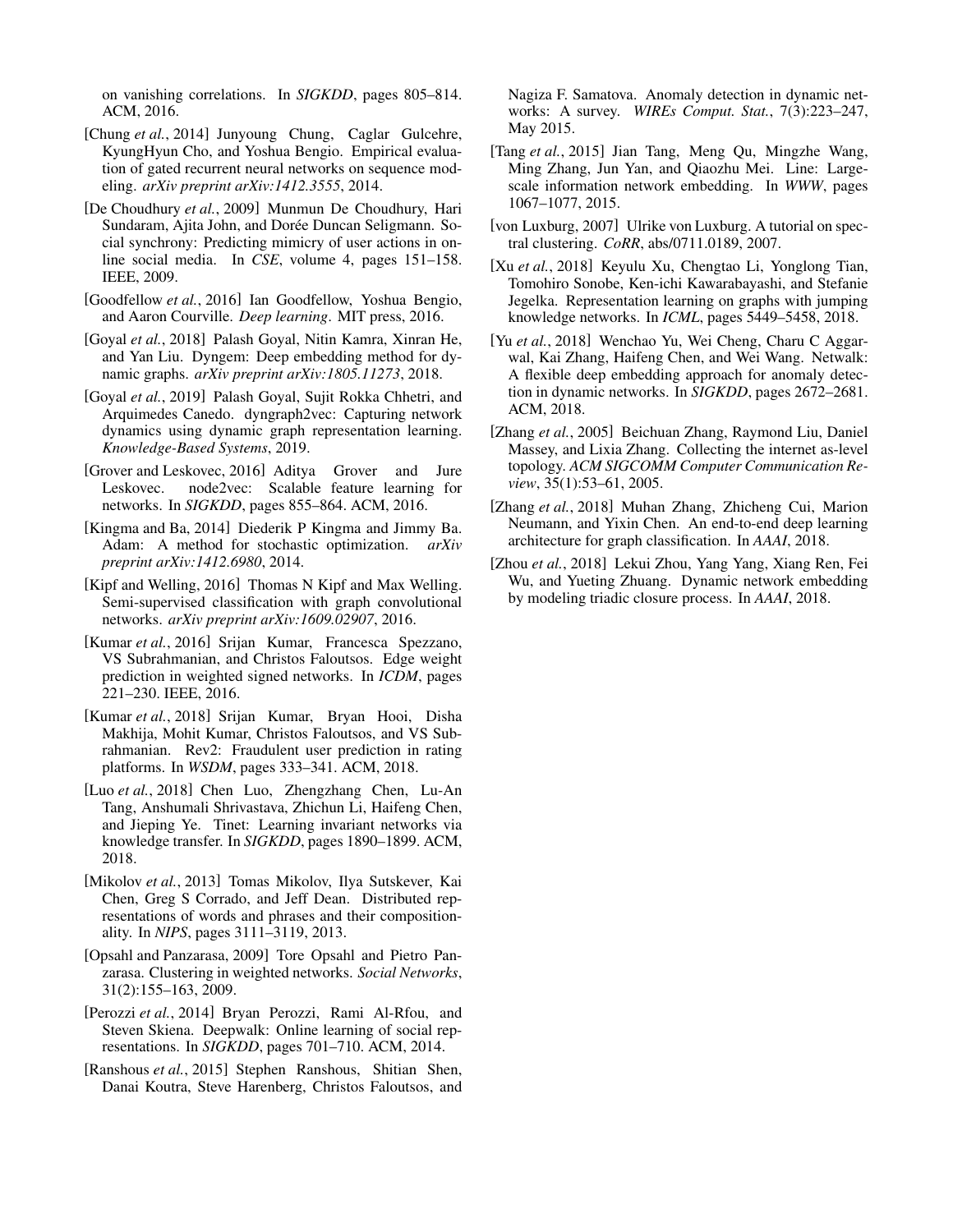on vanishing correlations. In *SIGKDD*, pages 805–814. ACM, 2016.

[Chung *et al.*, 2014] Junyoung Chung, Caglar Gulcehre, KyungHyun Cho, and Yoshua Bengio. Empirical evaluation of gated recurrent neural networks on sequence modeling. *arXiv preprint arXiv:1412.3555*, 2014.

[De Choudhury *et al.*, 2009] Munmun De Choudhury, Hari Sundaram, Ajita John, and Dorée Duncan Seligmann. Social synchrony: Predicting mimicry of user actions in online social media. In *CSE*, volume 4, pages 151–158. IEEE, 2009.

[Goodfellow *et al.*, 2016] Ian Goodfellow, Yoshua Bengio, and Aaron Courville. *Deep learning*. MIT press, 2016.

[Goyal *et al.*, 2018] Palash Goyal, Nitin Kamra, Xinran He, and Yan Liu. Dyngem: Deep embedding method for dynamic graphs. *arXiv preprint arXiv:1805.11273*, 2018.

[Goyal *et al.*, 2019] Palash Goyal, Sujit Rokka Chhetri, and Arquimedes Canedo. dyngraph2vec: Capturing network dynamics using dynamic graph representation learning. *Knowledge-Based Systems*, 2019.

[Grover and Leskovec, 2016] Aditya Grover and Jure Leskovec. node2vec: Scalable feature learning for networks. In *SIGKDD*, pages 855–864. ACM, 2016.

[Kingma and Ba, 2014] Diederik P Kingma and Jimmy Ba. Adam: A method for stochastic optimization. *arXiv preprint arXiv:1412.6980*, 2014.

[Kipf and Welling, 2016] Thomas N Kipf and Max Welling. Semi-supervised classification with graph convolutional networks. *arXiv preprint arXiv:1609.02907*, 2016.

[Kumar *et al.*, 2016] Srijan Kumar, Francesca Spezzano, VS Subrahmanian, and Christos Faloutsos. Edge weight prediction in weighted signed networks. In *ICDM*, pages 221–230. IEEE, 2016.

[Kumar *et al.*, 2018] Srijan Kumar, Bryan Hooi, Disha Makhija, Mohit Kumar, Christos Faloutsos, and VS Subrahmanian. Rev2: Fraudulent user prediction in rating platforms. In *WSDM*, pages 333–341. ACM, 2018.

[Luo *et al.*, 2018] Chen Luo, Zhengzhang Chen, Lu-An Tang, Anshumali Shrivastava, Zhichun Li, Haifeng Chen, and Jieping Ye. Tinet: Learning invariant networks via knowledge transfer. In *SIGKDD*, pages 1890–1899. ACM, 2018.

[Mikolov *et al.*, 2013] Tomas Mikolov, Ilya Sutskever, Kai Chen, Greg S Corrado, and Jeff Dean. Distributed representations of words and phrases and their compositionality. In *NIPS*, pages 3111–3119, 2013.

[Opsahl and Panzarasa, 2009] Tore Opsahl and Pietro Panzarasa. Clustering in weighted networks. *Social Networks*, 31(2):155–163, 2009.

[Perozzi *et al.*, 2014] Bryan Perozzi, Rami Al-Rfou, and Steven Skiena. Deepwalk: Online learning of social representations. In *SIGKDD*, pages 701–710. ACM, 2014.

[Ranshous *et al.*, 2015] Stephen Ranshous, Shitian Shen, Danai Koutra, Steve Harenberg, Christos Faloutsos, and Nagiza F. Samatova. Anomaly detection in dynamic networks: A survey. *WIREs Comput. Stat.*, 7(3):223–247, May 2015.

[Tang *et al.*, 2015] Jian Tang, Meng Qu, Mingzhe Wang, Ming Zhang, Jun Yan, and Qiaozhu Mei. Line: Large-scale information network embedding. In *WWW*, pages 1067–1077, 2015.

[von Luxburg, 2007] Ulrike von Luxburg. A tutorial on spectral clustering. *CoRR*, abs/0711.0189, 2007.

[Xu *et al.*, 2018] Keyulu Xu, Chengtao Li, Yonglong Tian, Tomohiro Sonobe, Ken-ichi Kawarabayashi, and Stefanie Jegelka. Representation learning on graphs with jumping knowledge networks. In *ICML*, pages 5449–5458, 2018.

[Yu *et al.*, 2018] Wenchao Yu, Wei Cheng, Charu C Aggarwal, Kai Zhang, Haifeng Chen, and Wei Wang. Netwalk: A flexible deep embedding approach for anomaly detection in dynamic networks. In *SIGKDD*, pages 2672–2681. ACM, 2018.

[Zhang *et al.*, 2005] Beichuan Zhang, Raymond Liu, Daniel Massey, and Lixia Zhang. Collecting the internet as-level topology. *ACM SIGCOMM Computer Communication Review*, 35(1):53–61, 2005.

[Zhang *et al.*, 2018] Muhan Zhang, Zhicheng Cui, Marion Neumann, and Yixin Chen. An end-to-end deep learning architecture for graph classification. In *AAAI*, 2018.

[Zhou *et al.*, 2018] Lekui Zhou, Yang Yang, Xiang Ren, Fei Wu, and Yueting Zhuang. Dynamic network embedding by modeling triadic closure process. In *AAAI*, 2018.